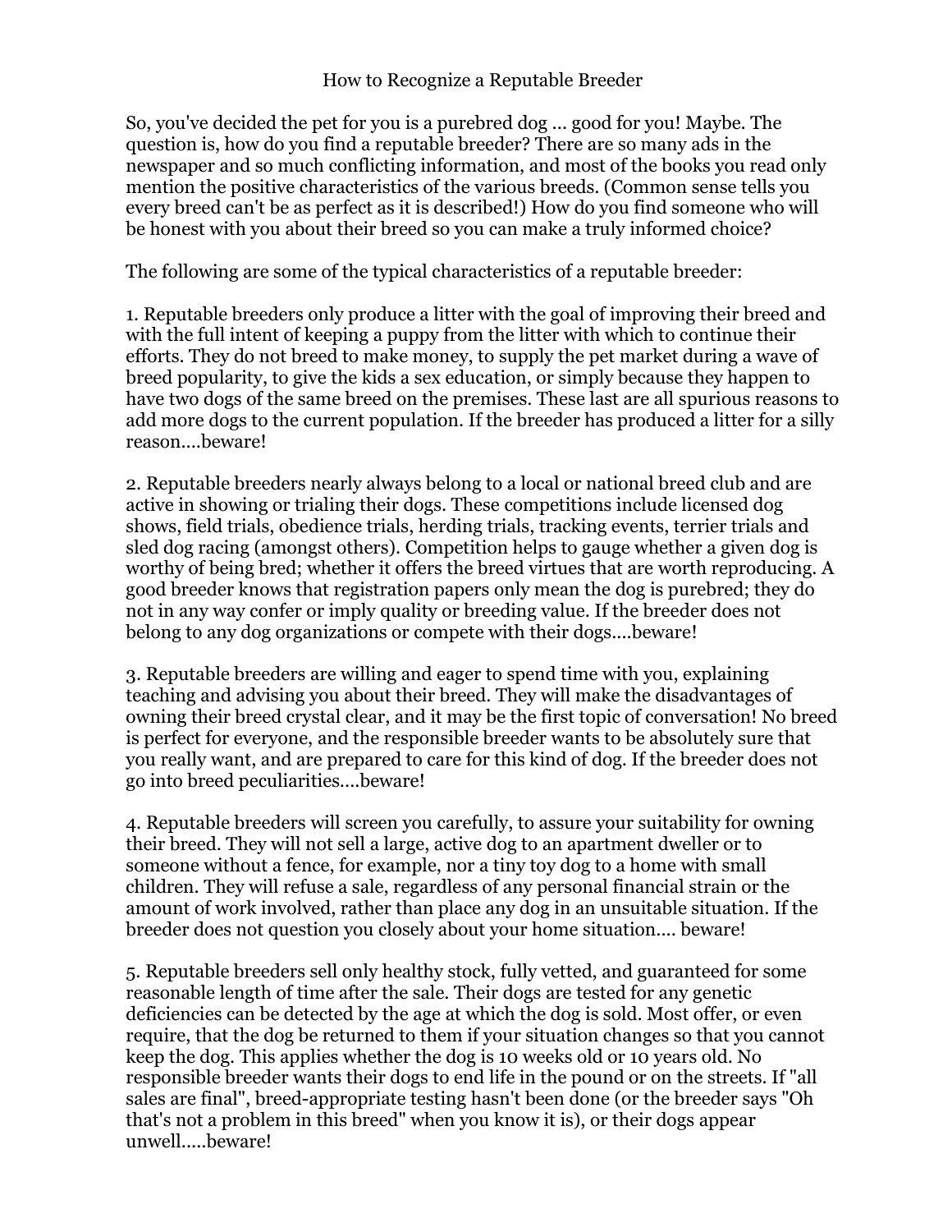# How to Recognize a Reputable Breeder

So, you've decided the pet for you is a purebred dog ... good for you! Maybe. The question is, how do you find a reputable breeder? There are so many ads in the newspaper and so much conflicting information, and most of the books you read only mention the positive characteristics of the various breeds. (Common sense tells you every breed can't be as perfect as it is described!) How do you find someone who will be honest with you about their breed so you can make a truly informed choice?

The following are some of the typical characteristics of a reputable breeder:

1. Reputable breeders only produce a litter with the goal of improving their breed and with the full intent of keeping a puppy from the litter with which to continue their efforts. They do not breed to make money, to supply the pet market during a wave of breed popularity, to give the kids a sex education, or simply because they happen to have two dogs of the same breed on the premises. These last are all spurious reasons to add more dogs to the current population. If the breeder has produced a litter for a silly reason....beware!

2. Reputable breeders nearly always belong to a local or national breed club and are active in showing or trialing their dogs. These competitions include licensed dog shows, field trials, obedience trials, herding trials, tracking events, terrier trials and sled dog racing (amongst others). Competition helps to gauge whether a given dog is worthy of being bred; whether it offers the breed virtues that are worth reproducing. A good breeder knows that registration papers only mean the dog is purebred; they do not in any way confer or imply quality or breeding value. If the breeder does not belong to any dog organizations or compete with their dogs....beware!

3. Reputable breeders are willing and eager to spend time with you, explaining teaching and advising you about their breed. They will make the disadvantages of owning their breed crystal clear, and it may be the first topic of conversation! No breed is perfect for everyone, and the responsible breeder wants to be absolutely sure that you really want, and are prepared to care for this kind of dog. If the breeder does not go into breed peculiarities....beware!

4. Reputable breeders will screen you carefully, to assure your suitability for owning their breed. They will not sell a large, active dog to an apartment dweller or to someone without a fence, for example, nor a tiny toy dog to a home with small children. They will refuse a sale, regardless of any personal financial strain or the amount of work involved, rather than place any dog in an unsuitable situation. If the breeder does not question you closely about your home situation.... beware!

5. Reputable breeders sell only healthy stock, fully vetted, and guaranteed for some reasonable length of time after the sale. Their dogs are tested for any genetic deficiencies can be detected by the age at which the dog is sold. Most offer, or even require, that the dog be returned to them if your situation changes so that you cannot keep the dog. This applies whether the dog is 10 weeks old or 10 years old. No responsible breeder wants their dogs to end life in the pound or on the streets. If "all sales are final", breed-appropriate testing hasn't been done (or the breeder says "Oh that's not a problem in this breed" when you know it is), or their dogs appear unwell.....beware!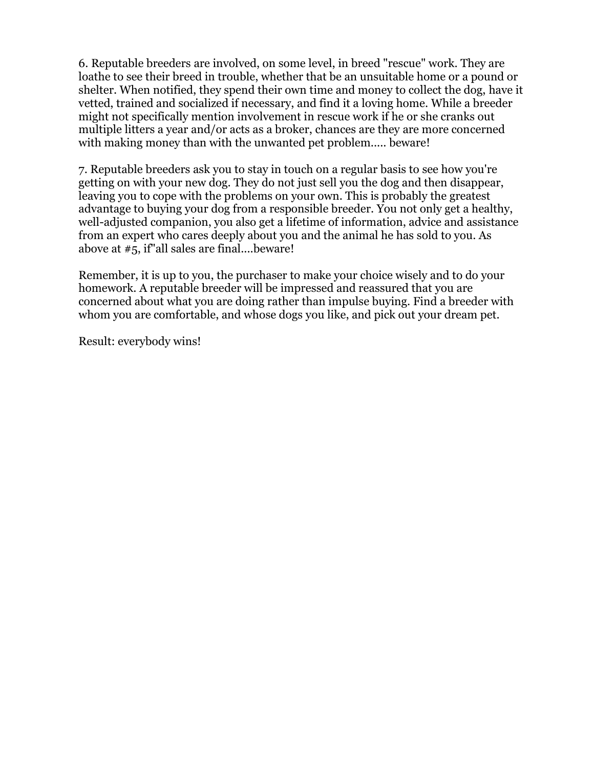6. Reputable breeders are involved, on some level, in breed "rescue" work. They are loathe to see their breed in trouble, whether that be an unsuitable home or a pound or shelter. When notified, they spend their own time and money to collect the dog, have it vetted, trained and socialized if necessary, and find it a loving home. While a breeder might not specifically mention involvement in rescue work if he or she cranks out multiple litters a year and/or acts as a broker, chances are they are more concerned with making money than with the unwanted pet problem..... beware!

7. Reputable breeders ask you to stay in touch on a regular basis to see how you're getting on with your new dog. They do not just sell you the dog and then disappear, leaving you to cope with the problems on your own. This is probably the greatest advantage to buying your dog from a responsible breeder. You not only get a healthy, well-adjusted companion, you also get a lifetime of information, advice and assistance from an expert who cares deeply about you and the animal he has sold to you. As above at #5, if"all sales are final....beware!

Remember, it is up to you, the purchaser to make your choice wisely and to do your homework. A reputable breeder will be impressed and reassured that you are concerned about what you are doing rather than impulse buying. Find a breeder with whom you are comfortable, and whose dogs you like, and pick out your dream pet.

Result: everybody wins!